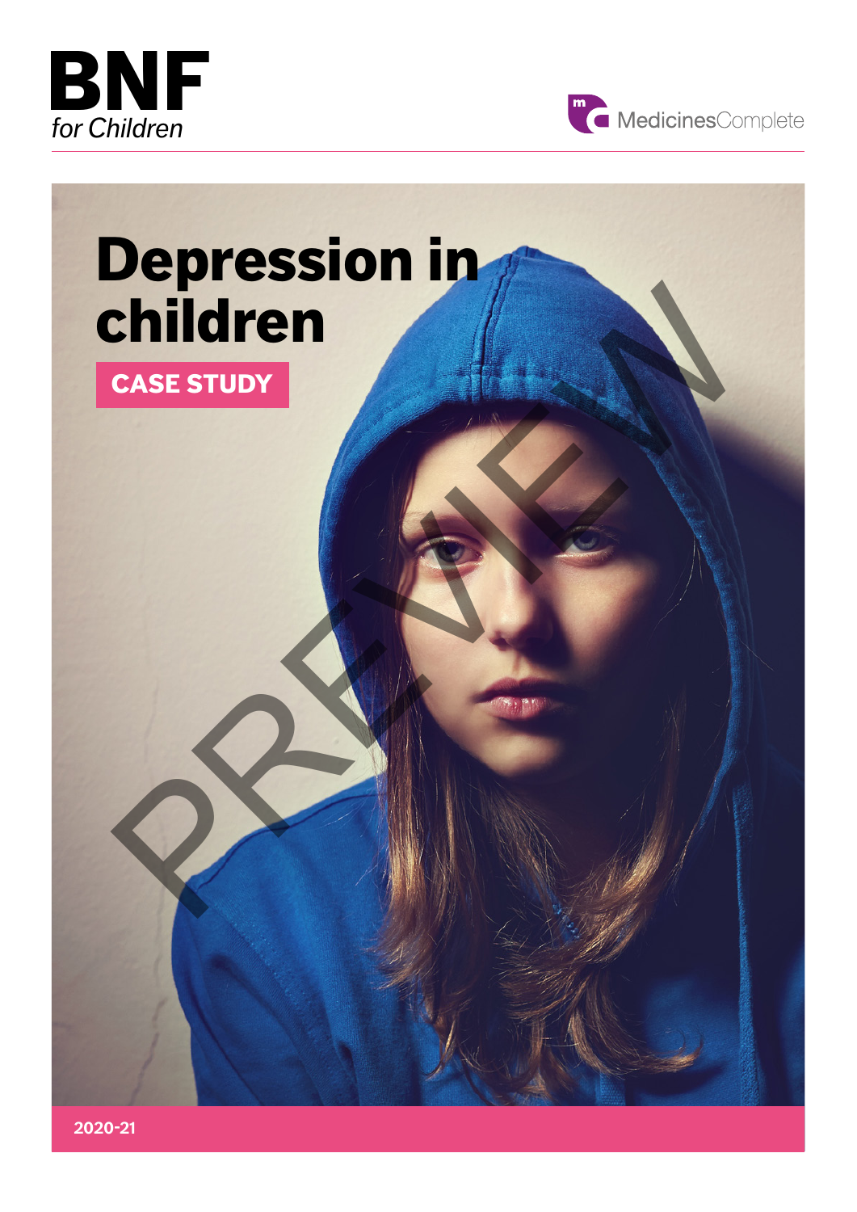BNF
*for Children*

MedicinesComplete

# Depression in children

**CASE STUDY**

PREVIEW

**2020-21**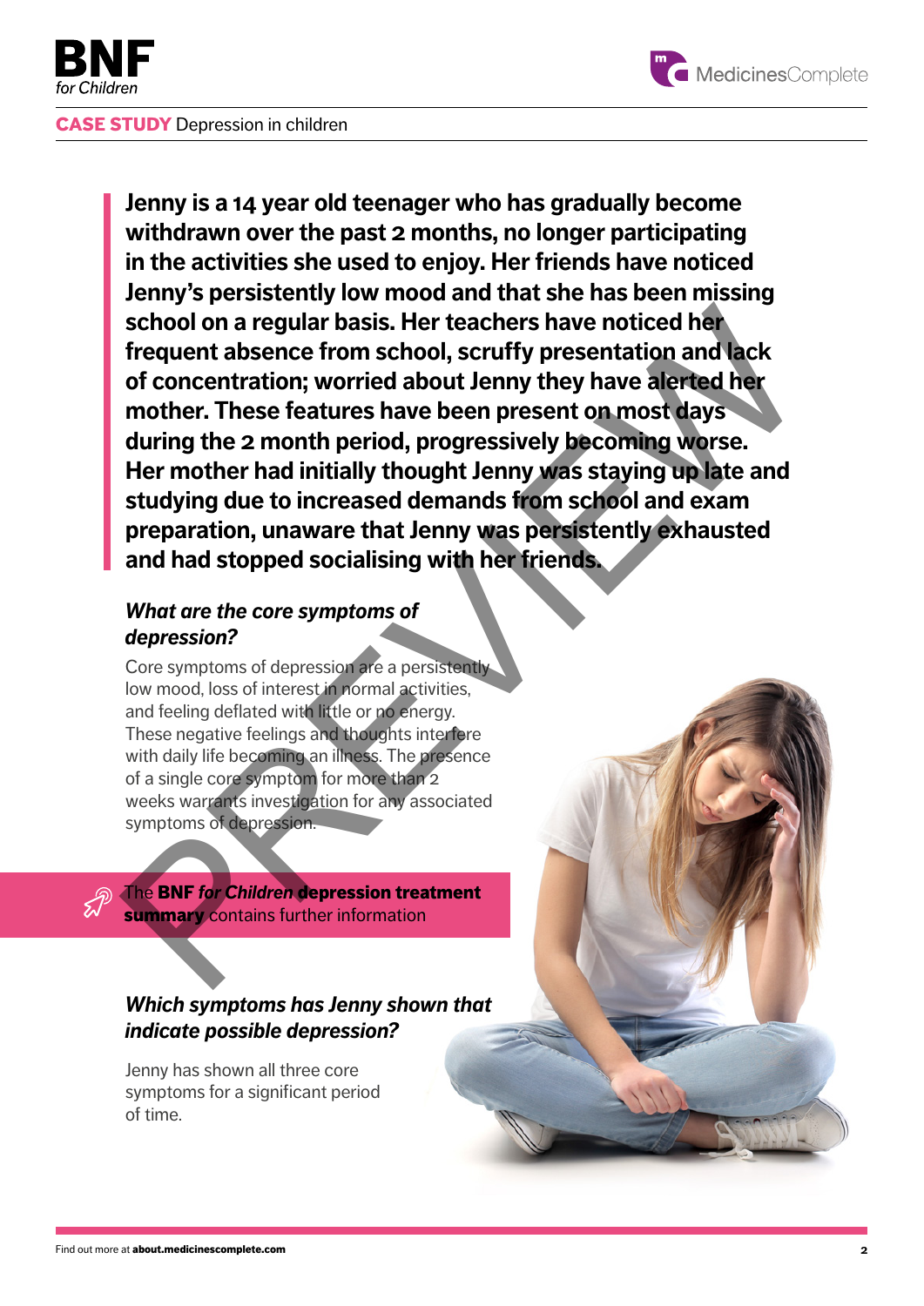**CASE STUDY** Depression in children

**Jenny is a 14 year old teenager who has gradually become withdrawn over the past 2 months, no longer participating in the activities she used to enjoy. Her friends have noticed Jenny's persistently low mood and that she has been missing school on a regular basis. Her teachers have noticed her frequent absence from school, scruffy presentation and lack of concentration; worried about Jenny they have alerted her mother. These features have been present on most days during the 2 month period, progressively becoming worse. Her mother had initially thought Jenny was staying up late and studying due to increased demands from school and exam preparation, unaware that Jenny was persistently exhausted and had stopped socialising with her friends.**

### *What are the core symptoms of depression?*

Core symptoms of depression are a persistently low mood, loss of interest in normal activities, and feeling deflated with little or no energy. These negative feelings and thoughts interfere with daily life becoming an illness. The presence of a single core symptom for more than 2 weeks warrants investigation for any associated symptoms of depression.

The **BNF *for Children* depression treatment summary** contains further information

### *Which symptoms has Jenny shown that indicate possible depression?*

Jenny has shown all three core symptoms for a significant period of time.

Find out more at **about.medicinescomplete.com**